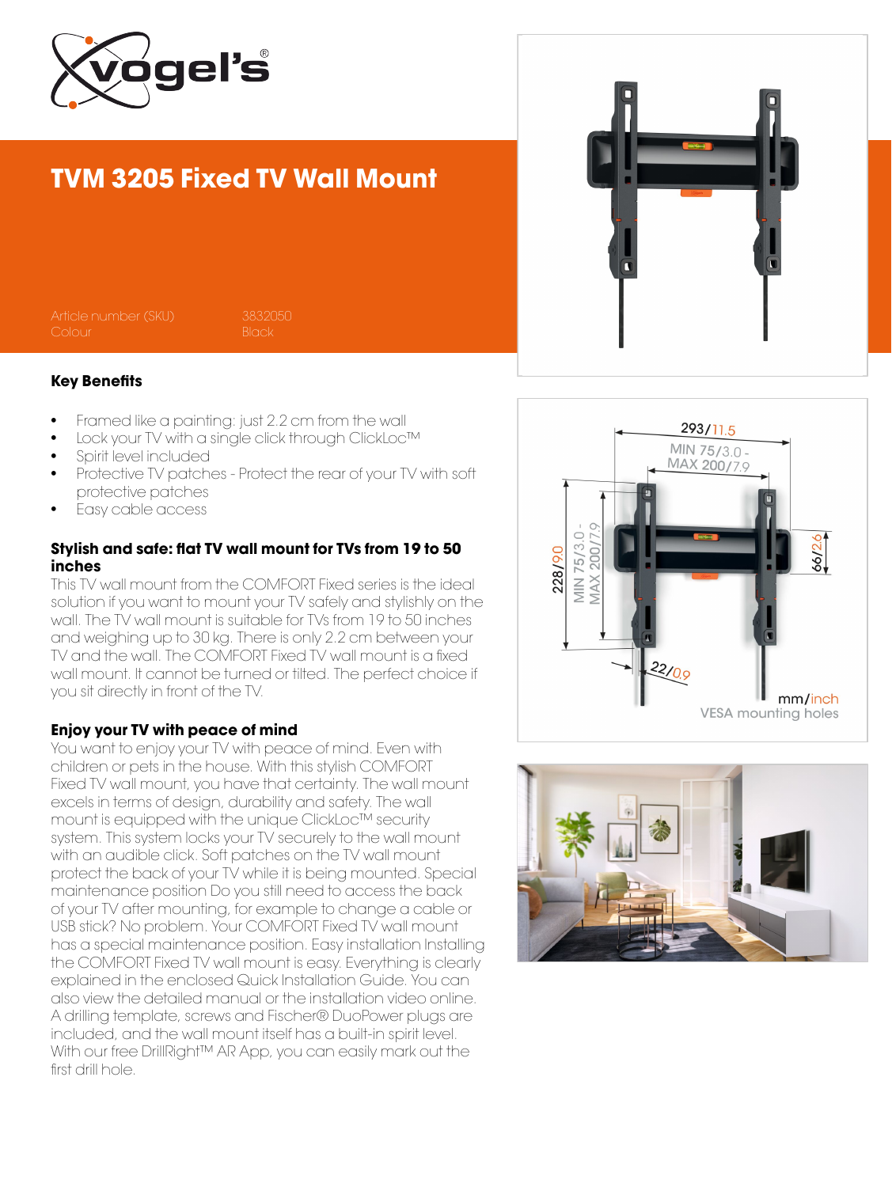# TVM 3205 Fixed TV Wall Mount

| | |
|---|---|
| Article number (SKU) | 3832050 |
| Colour | Black |

## Key Benefits

- Framed like a painting: just 2.2 cm from the wall
- Lock your TV with a single click through ClickLoc™
- Spirit level included
- Protective TV patches - Protect the rear of your TV with soft protective patches
- Easy cable access

### Stylish and safe: flat TV wall mount for TVs from 19 to 50 inches

This TV wall mount from the COMFORT Fixed series is the ideal solution if you want to mount your TV safely and stylishly on the wall. The TV wall mount is suitable for TVs from 19 to 50 inches and weighing up to 30 kg. There is only 2.2 cm between your TV and the wall. The COMFORT Fixed TV wall mount is a fixed wall mount. It cannot be turned or tilted. The perfect choice if you sit directly in front of the TV.

### Enjoy your TV with peace of mind

You want to enjoy your TV with peace of mind. Even with children or pets in the house. With this stylish COMFORT Fixed TV wall mount, you have that certainty. The wall mount excels in terms of design, durability and safety. The wall mount is equipped with the unique ClickLoc™ security system. This system locks your TV securely to the wall mount with an audible click. Soft patches on the TV wall mount protect the back of your TV while it is being mounted. Special maintenance position Do you still need to access the back of your TV after mounting, for example to change a cable or USB stick? No problem. Your COMFORT Fixed TV wall mount has a special maintenance position. Easy installation Installing the COMFORT Fixed TV wall mount is easy. Everything is clearly explained in the enclosed Quick Installation Guide. You can also view the detailed manual or the installation video online. A drilling template, screws and Fischer® DuoPower plugs are included, and the wall mount itself has a built-in spirit level. With our free DrillRight™ AR App, you can easily mark out the first drill hole.

293/11.5
MIN 75/3.0 - MAX 200/7.9
228/9.0
MIN 75/3.0 - MAX 200/7.9
66/2.6
22/0.9
mm/inch
VESA mounting holes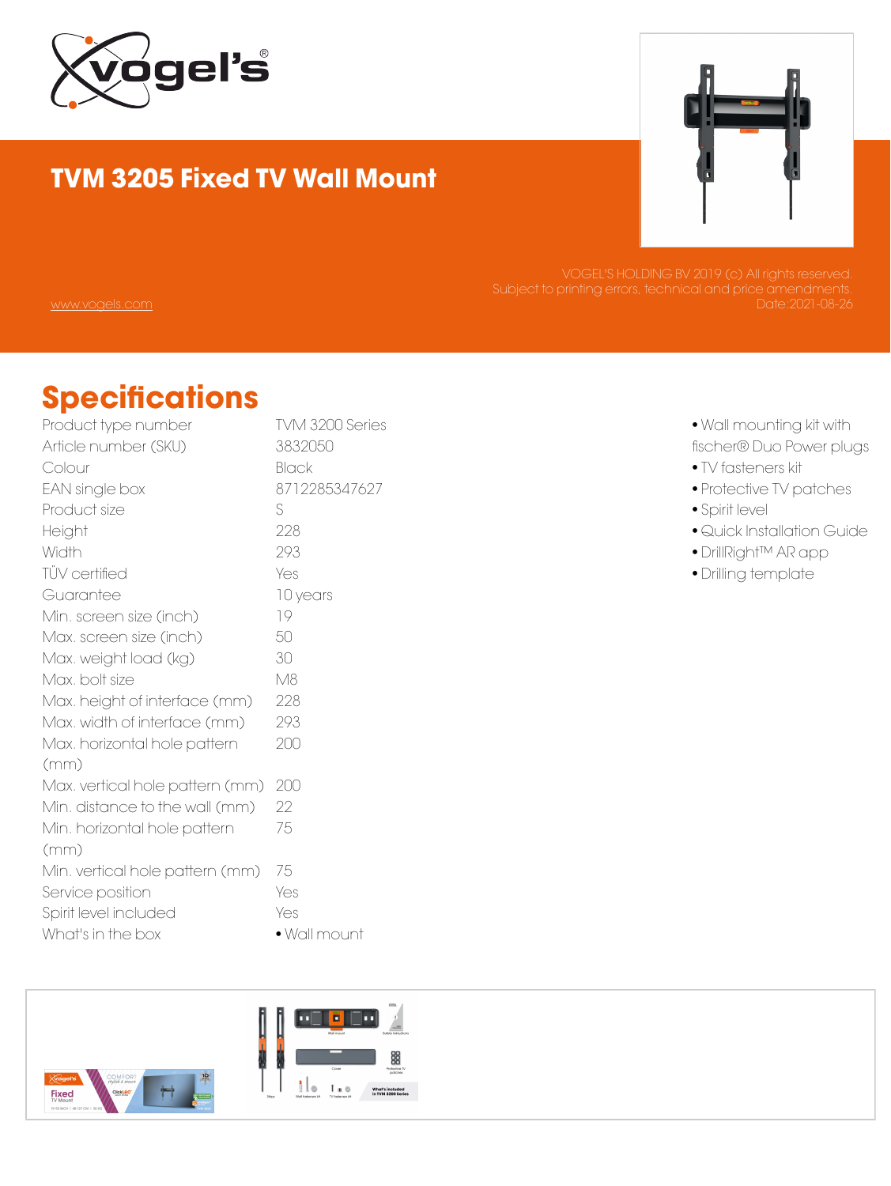# TVM 3205 Fixed TV Wall Mount

www.vogels.com

VOGEL'S HOLDING BV 2019 (c) All rights reserved.
Subject to printing errors, technical and price amendments.
Date:2021-08-26

## Specifications

| | |
|---|---|
| Product type number | TVM 3200 Series |
| Article number (SKU) | 3832050 |
| Colour | Black |
| EAN single box | 8712285347627 |
| Product size | S |
| Height | 228 |
| Width | 293 |
| TÜV certified | Yes |
| Guarantee | 10 years |
| Min. screen size (inch) | 19 |
| Max. screen size (inch) | 50 |
| Max. weight load (kg) | 30 |
| Max. bolt size | M8 |
| Max. height of interface (mm) | 228 |
| Max. width of interface (mm) | 293 |
| Max. horizontal hole pattern (mm) | 200 |
| Max. vertical hole pattern (mm) | 200 |
| Min. distance to the wall (mm) | 22 |
| Min. horizontal hole pattern (mm) | 75 |
| Min. vertical hole pattern (mm) | 75 |
| Service position | Yes |
| Spirit level included | Yes |
| What's in the box | • Wall mount<br>• Wall mounting kit with fischer® Duo Power plugs<br>• TV fasteners kit<br>• Protective TV patches<br>• Spirit level<br>• Quick Installation Guide<br>• DrillRight™ AR app<br>• Drilling template |